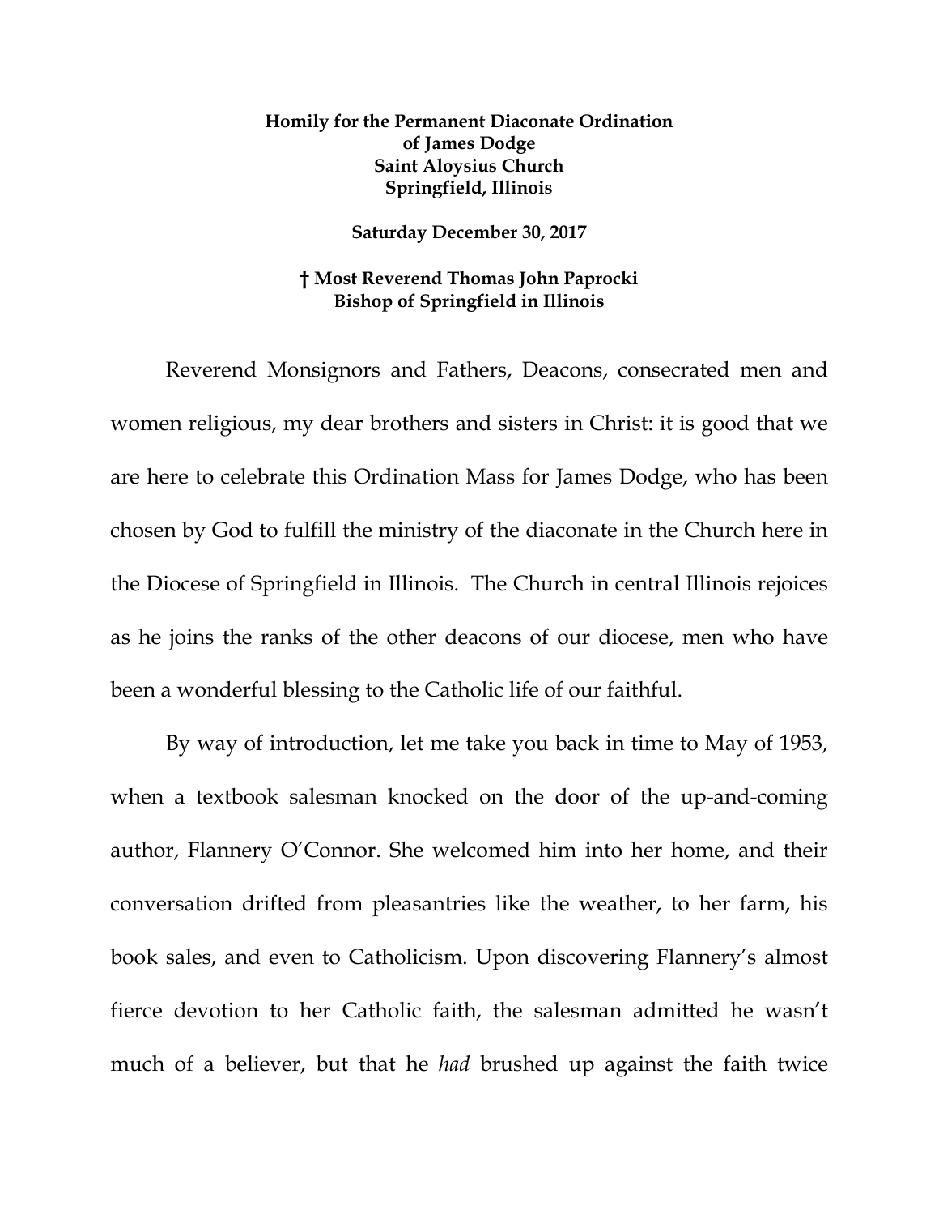**Homily for the Permanent Diaconate Ordination**
**of James Dodge**
**Saint Aloysius Church**
**Springfield, Illinois**

**Saturday December 30, 2017**

**† Most Reverend Thomas John Paprocki**
**Bishop of Springfield in Illinois**

Reverend Monsignors and Fathers, Deacons, consecrated men and women religious, my dear brothers and sisters in Christ: it is good that we are here to celebrate this Ordination Mass for James Dodge, who has been chosen by God to fulfill the ministry of the diaconate in the Church here in the Diocese of Springfield in Illinois. The Church in central Illinois rejoices as he joins the ranks of the other deacons of our diocese, men who have been a wonderful blessing to the Catholic life of our faithful.

By way of introduction, let me take you back in time to May of 1953, when a textbook salesman knocked on the door of the up-and-coming author, Flannery O'Connor. She welcomed him into her home, and their conversation drifted from pleasantries like the weather, to her farm, his book sales, and even to Catholicism. Upon discovering Flannery's almost fierce devotion to her Catholic faith, the salesman admitted he wasn't much of a believer, but that he *had* brushed up against the faith twice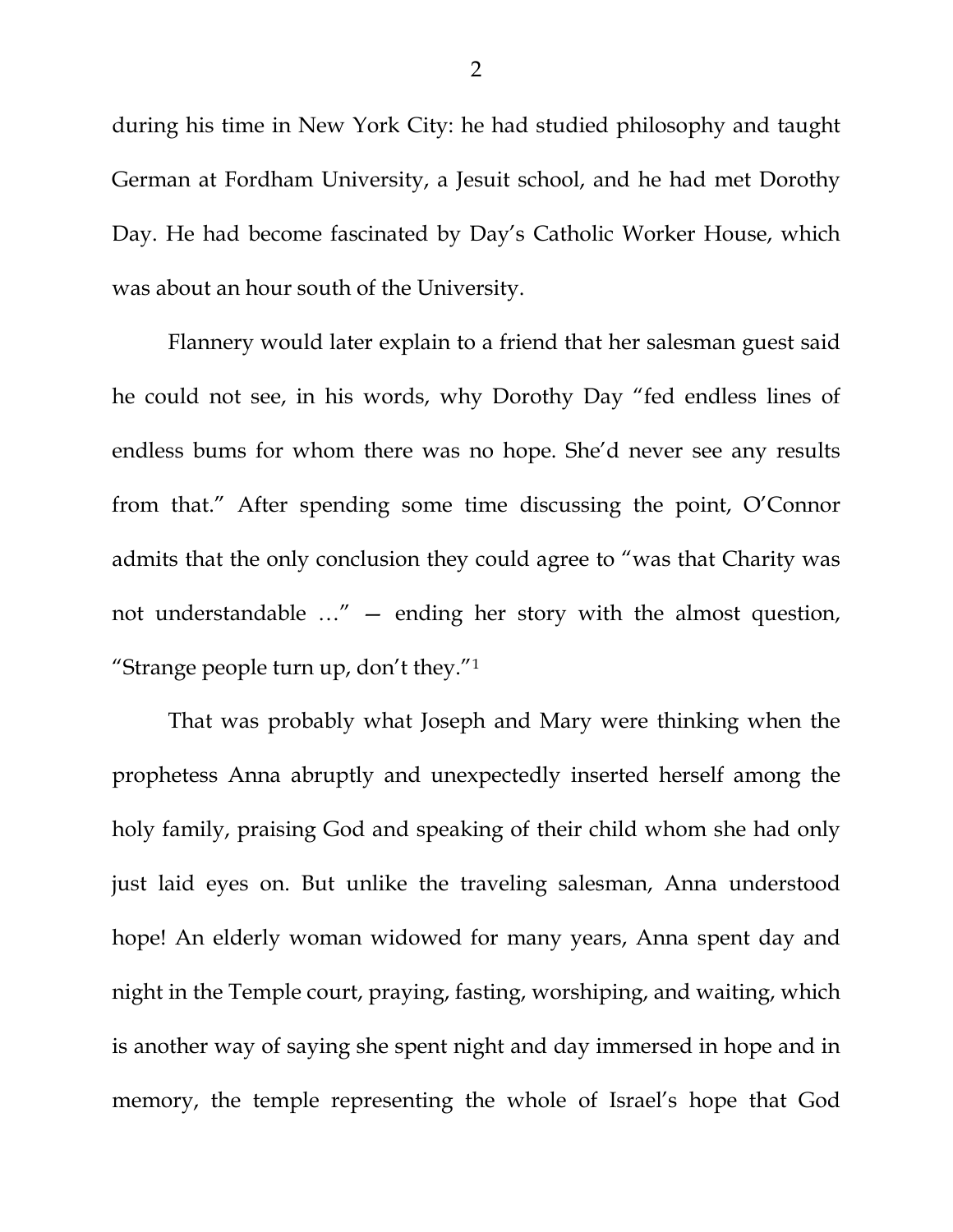during his time in New York City: he had studied philosophy and taught German at Fordham University, a Jesuit school, and he had met Dorothy Day. He had become fascinated by Day's Catholic Worker House, which was about an hour south of the University.

Flannery would later explain to a friend that her salesman guest said he could not see, in his words, why Dorothy Day "fed endless lines of endless bums for whom there was no hope. She'd never see any results from that." After spending some time discussing the point, O'Connor admits that the only conclusion they could agree to "was that Charity was not understandable …" — ending her story with the almost question, "Strange people turn up, don't they."[1]

That was probably what Joseph and Mary were thinking when the prophetess Anna abruptly and unexpectedly inserted herself among the holy family, praising God and speaking of their child whom she had only just laid eyes on. But unlike the traveling salesman, Anna understood hope! An elderly woman widowed for many years, Anna spent day and night in the Temple court, praying, fasting, worshiping, and waiting, which is another way of saying she spent night and day immersed in hope and in memory, the temple representing the whole of Israel's hope that God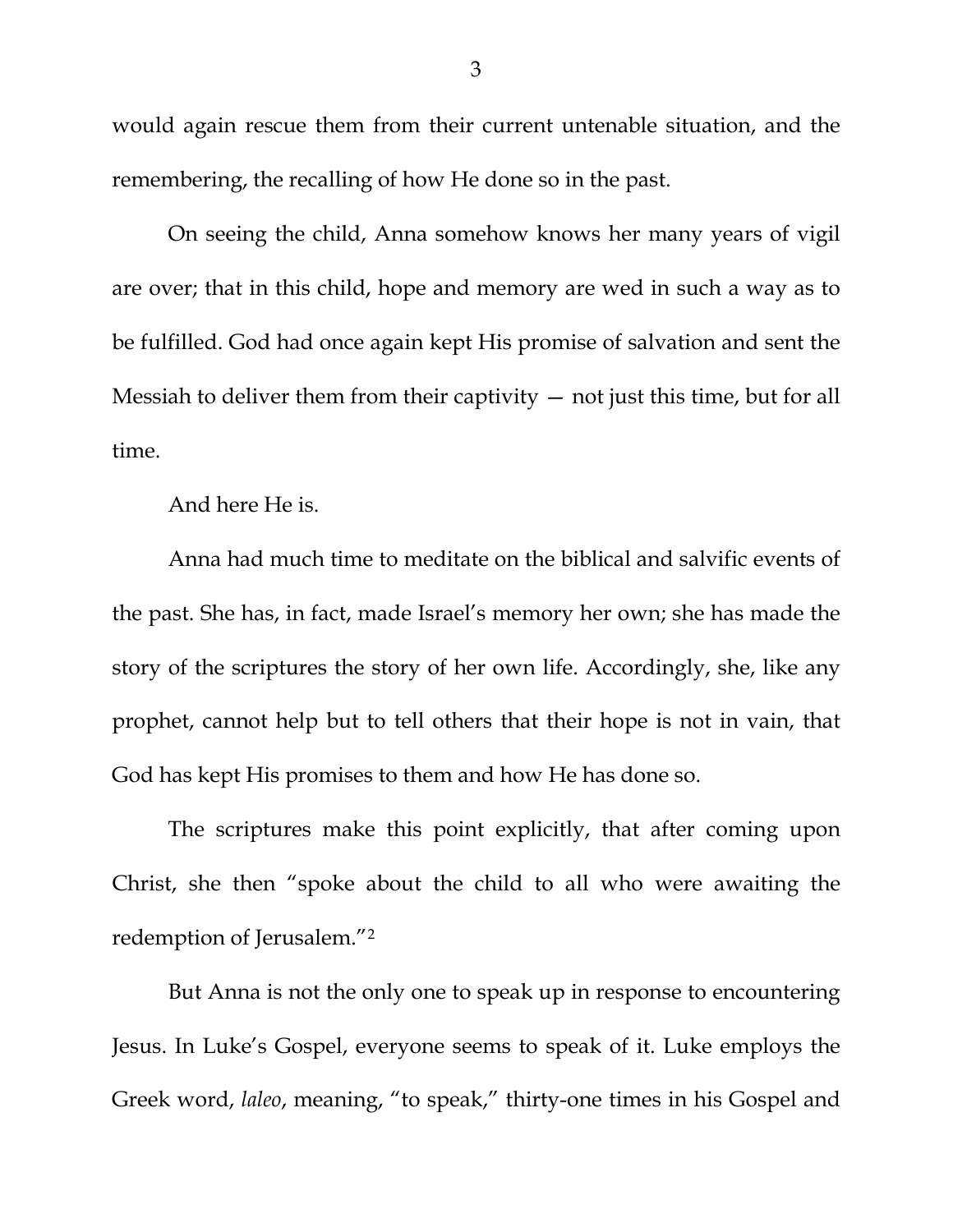would again rescue them from their current untenable situation, and the remembering, the recalling of how He done so in the past.

On seeing the child, Anna somehow knows her many years of vigil are over; that in this child, hope and memory are wed in such a way as to be fulfilled. God had once again kept His promise of salvation and sent the Messiah to deliver them from their captivity — not just this time, but for all time.

And here He is.

Anna had much time to meditate on the biblical and salvific events of the past. She has, in fact, made Israel's memory her own; she has made the story of the scriptures the story of her own life. Accordingly, she, like any prophet, cannot help but to tell others that their hope is not in vain, that God has kept His promises to them and how He has done so.

The scriptures make this point explicitly, that after coming upon Christ, she then "spoke about the child to all who were awaiting the redemption of Jerusalem."[2]

But Anna is not the only one to speak up in response to encountering Jesus. In Luke's Gospel, everyone seems to speak of it. Luke employs the Greek word, *laleo*, meaning, "to speak," thirty-one times in his Gospel and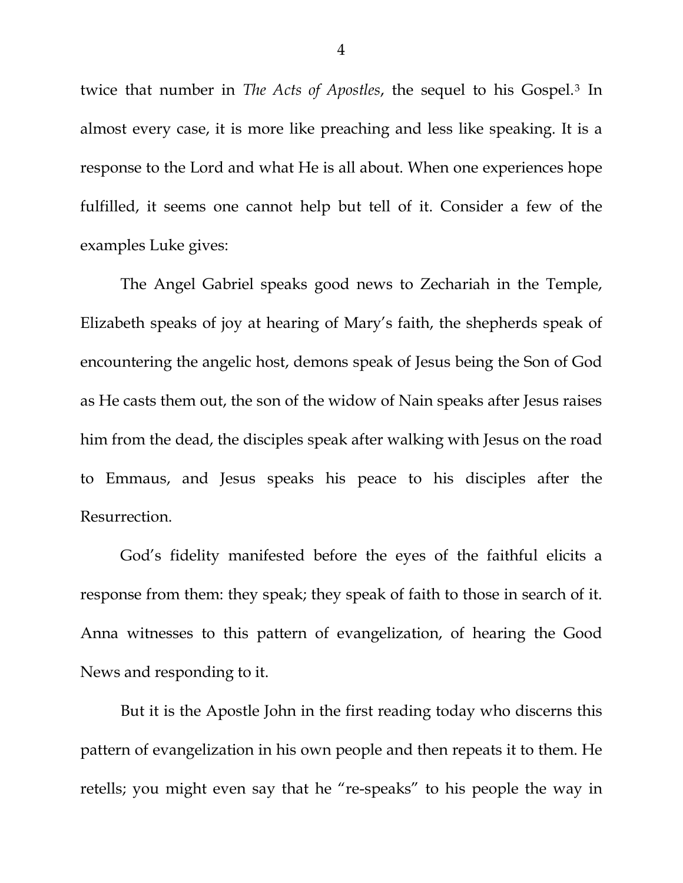twice that number in *The Acts of Apostles*, the sequel to his Gospel.[3] In almost every case, it is more like preaching and less like speaking. It is a response to the Lord and what He is all about. When one experiences hope fulfilled, it seems one cannot help but tell of it. Consider a few of the examples Luke gives:

The Angel Gabriel speaks good news to Zechariah in the Temple, Elizabeth speaks of joy at hearing of Mary's faith, the shepherds speak of encountering the angelic host, demons speak of Jesus being the Son of God as He casts them out, the son of the widow of Nain speaks after Jesus raises him from the dead, the disciples speak after walking with Jesus on the road to Emmaus, and Jesus speaks his peace to his disciples after the Resurrection.

God's fidelity manifested before the eyes of the faithful elicits a response from them: they speak; they speak of faith to those in search of it. Anna witnesses to this pattern of evangelization, of hearing the Good News and responding to it.

But it is the Apostle John in the first reading today who discerns this pattern of evangelization in his own people and then repeats it to them. He retells; you might even say that he "re-speaks" to his people the way in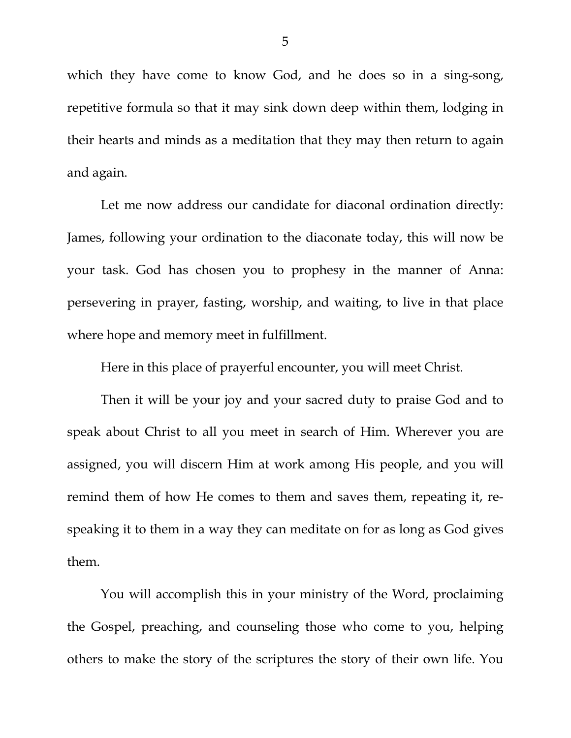which they have come to know God, and he does so in a sing-song, repetitive formula so that it may sink down deep within them, lodging in their hearts and minds as a meditation that they may then return to again and again.

Let me now address our candidate for diaconal ordination directly: James, following your ordination to the diaconate today, this will now be your task. God has chosen you to prophesy in the manner of Anna: persevering in prayer, fasting, worship, and waiting, to live in that place where hope and memory meet in fulfillment.

Here in this place of prayerful encounter, you will meet Christ.

Then it will be your joy and your sacred duty to praise God and to speak about Christ to all you meet in search of Him. Wherever you are assigned, you will discern Him at work among His people, and you will remind them of how He comes to them and saves them, repeating it, re-speaking it to them in a way they can meditate on for as long as God gives them.

You will accomplish this in your ministry of the Word, proclaiming the Gospel, preaching, and counseling those who come to you, helping others to make the story of the scriptures the story of their own life. You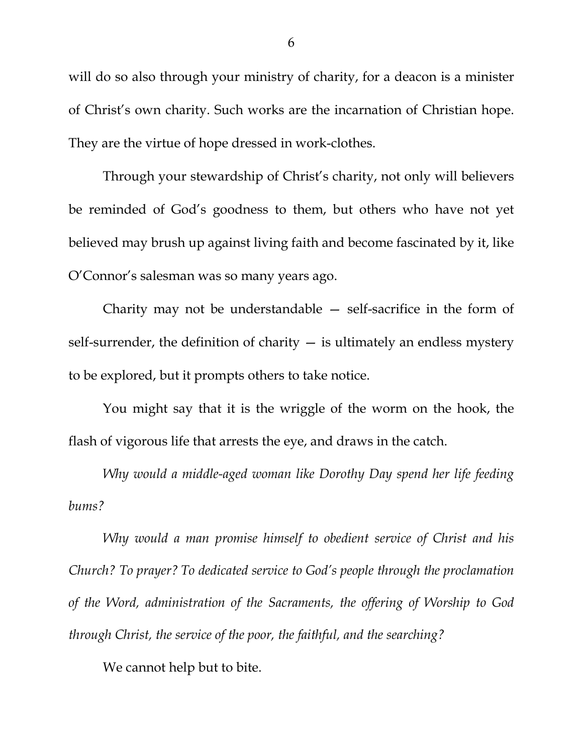will do so also through your ministry of charity, for a deacon is a minister of Christ's own charity. Such works are the incarnation of Christian hope. They are the virtue of hope dressed in work-clothes.

Through your stewardship of Christ's charity, not only will believers be reminded of God's goodness to them, but others who have not yet believed may brush up against living faith and become fascinated by it, like O'Connor's salesman was so many years ago.

Charity may not be understandable — self-sacrifice in the form of self-surrender, the definition of charity — is ultimately an endless mystery to be explored, but it prompts others to take notice.

You might say that it is the wriggle of the worm on the hook, the flash of vigorous life that arrests the eye, and draws in the catch.

*Why would a middle-aged woman like Dorothy Day spend her life feeding bums?*

*Why would a man promise himself to obedient service of Christ and his Church? To prayer? To dedicated service to God's people through the proclamation of the Word, administration of the Sacraments, the offering of Worship to God through Christ, the service of the poor, the faithful, and the searching?*

We cannot help but to bite.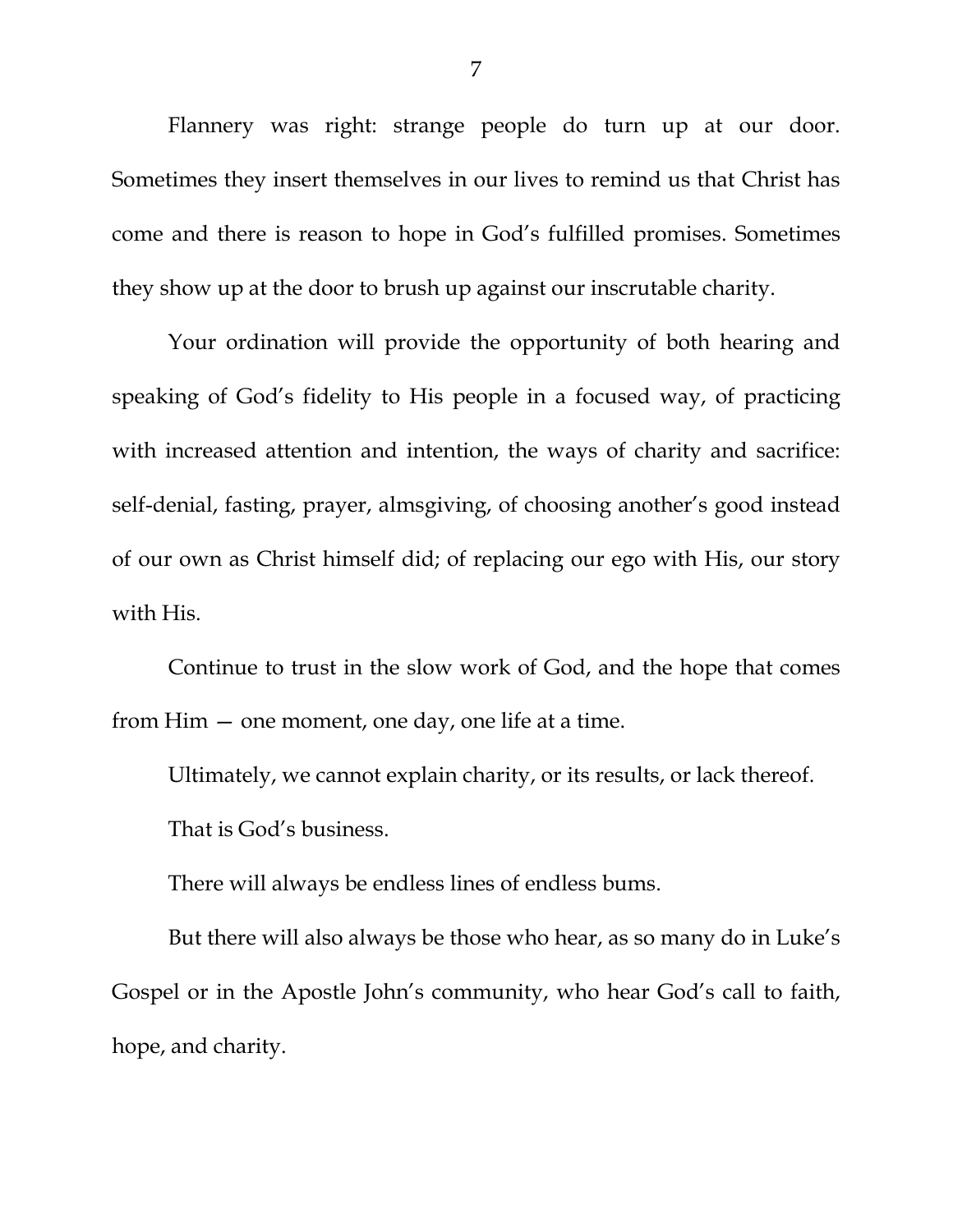Flannery was right: strange people do turn up at our door. Sometimes they insert themselves in our lives to remind us that Christ has come and there is reason to hope in God's fulfilled promises. Sometimes they show up at the door to brush up against our inscrutable charity.

Your ordination will provide the opportunity of both hearing and speaking of God's fidelity to His people in a focused way, of practicing with increased attention and intention, the ways of charity and sacrifice: self-denial, fasting, prayer, almsgiving, of choosing another's good instead of our own as Christ himself did; of replacing our ego with His, our story with His.

Continue to trust in the slow work of God, and the hope that comes from Him — one moment, one day, one life at a time.

Ultimately, we cannot explain charity, or its results, or lack thereof.

That is God's business.

There will always be endless lines of endless bums.

But there will also always be those who hear, as so many do in Luke's Gospel or in the Apostle John's community, who hear God's call to faith, hope, and charity.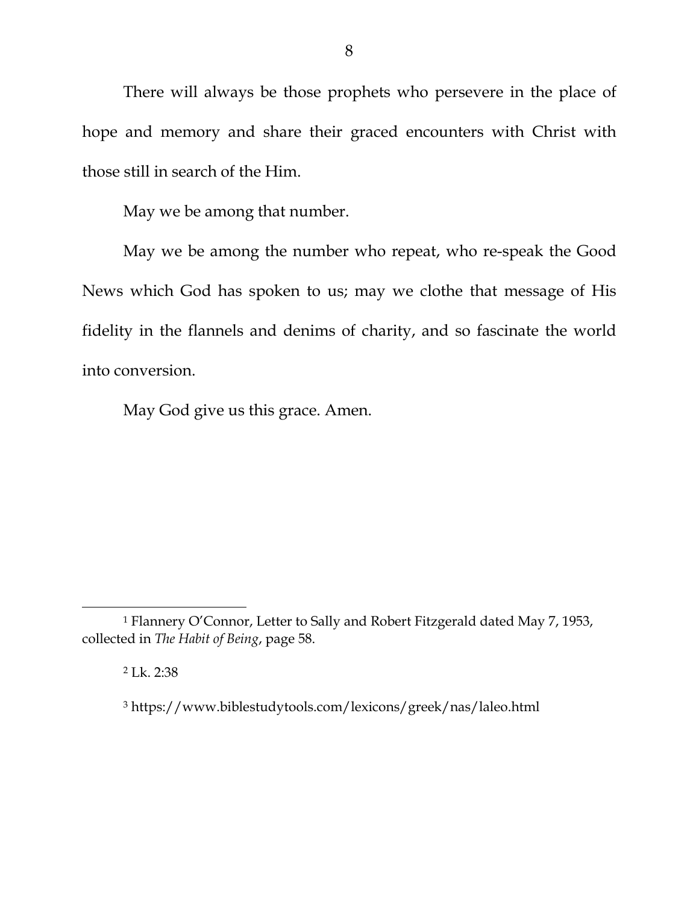There will always be those prophets who persevere in the place of hope and memory and share their graced encounters with Christ with those still in search of the Him.

May we be among that number.

May we be among the number who repeat, who re-speak the Good News which God has spoken to us; may we clothe that message of His fidelity in the flannels and denims of charity, and so fascinate the world into conversion.

May God give us this grace. Amen.

---

[1] Flannery O'Connor, Letter to Sally and Robert Fitzgerald dated May 7, 1953, collected in *The Habit of Being*, page 58.

[2] Lk. 2:38

[3] https://www.biblestudytools.com/lexicons/greek/nas/laleo.html